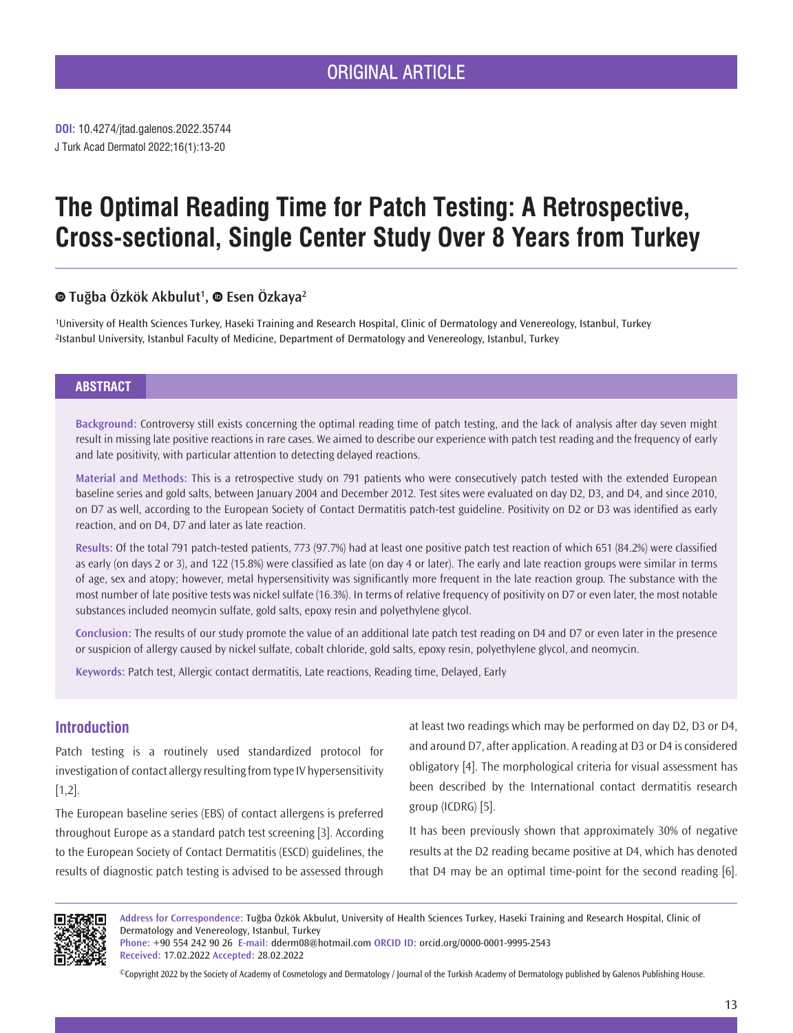ORIGINAL ARTICLE

**DOI:** 10.4274/jtad.galenos.2022.35744
J Turk Acad Dermatol 2022;16(1):13-20

# The Optimal Reading Time for Patch Testing: A Retrospective, Cross-sectional, Single Center Study Over 8 Years from Turkey

**Tuğba Özkök Akbulut[1], Esen Özkaya[2]**

[1]University of Health Sciences Turkey, Haseki Training and Research Hospital, Clinic of Dermatology and Venereology, Istanbul, Turkey
[2]Istanbul University, Istanbul Faculty of Medicine, Department of Dermatology and Venereology, Istanbul, Turkey

## ABSTRACT

**Background:** Controversy still exists concerning the optimal reading time of patch testing, and the lack of analysis after day seven might result in missing late positive reactions in rare cases. We aimed to describe our experience with patch test reading and the frequency of early and late positivity, with particular attention to detecting delayed reactions.

**Material and Methods:** This is a retrospective study on 791 patients who were consecutively patch tested with the extended European baseline series and gold salts, between January 2004 and December 2012. Test sites were evaluated on day D2, D3, and D4, and since 2010, on D7 as well, according to the European Society of Contact Dermatitis patch-test guideline. Positivity on D2 or D3 was identified as early reaction, and on D4, D7 and later as late reaction.

**Results:** Of the total 791 patch-tested patients, 773 (97.7%) had at least one positive patch test reaction of which 651 (84.2%) were classified as early (on days 2 or 3), and 122 (15.8%) were classified as late (on day 4 or later). The early and late reaction groups were similar in terms of age, sex and atopy; however, metal hypersensitivity was significantly more frequent in the late reaction group. The substance with the most number of late positive tests was nickel sulfate (16.3%). In terms of relative frequency of positivity on D7 or even later, the most notable substances included neomycin sulfate, gold salts, epoxy resin and polyethylene glycol.

**Conclusion:** The results of our study promote the value of an additional late patch test reading on D4 and D7 or even later in the presence or suspicion of allergy caused by nickel sulfate, cobalt chloride, gold salts, epoxy resin, polyethylene glycol, and neomycin.

**Keywords:** Patch test, Allergic contact dermatitis, Late reactions, Reading time, Delayed, Early

## Introduction

Patch testing is a routinely used standardized protocol for investigation of contact allergy resulting from type IV hypersensitivity [1,2].

The European baseline series (EBS) of contact allergens is preferred throughout Europe as a standard patch test screening [3]. According to the European Society of Contact Dermatitis (ESCD) guidelines, the results of diagnostic patch testing is advised to be assessed through at least two readings which may be performed on day D2, D3 or D4, and around D7, after application. A reading at D3 or D4 is considered obligatory [4]. The morphological criteria for visual assessment has been described by the International contact dermatitis research group (ICDRG) [5].

It has been previously shown that approximately 30% of negative results at the D2 reading became positive at D4, which has denoted that D4 may be an optimal time-point for the second reading [6].

**Address for Correspondence:** Tuğba Özkök Akbulut, University of Health Sciences Turkey, Haseki Training and Research Hospital, Clinic of Dermatology and Venereology, Istanbul, Turkey
**Phone:** +90 554 242 90 26 **E-mail:** dderm08@hotmail.com **ORCID ID:** orcid.org/0000-0001-9995-2543
**Received:** 17.02.2022 **Accepted:** 28.02.2022

©Copyright 2022 by the Society of Academy of Cosmetology and Dermatology / Journal of the Turkish Academy of Dermatology published by Galenos Publishing House.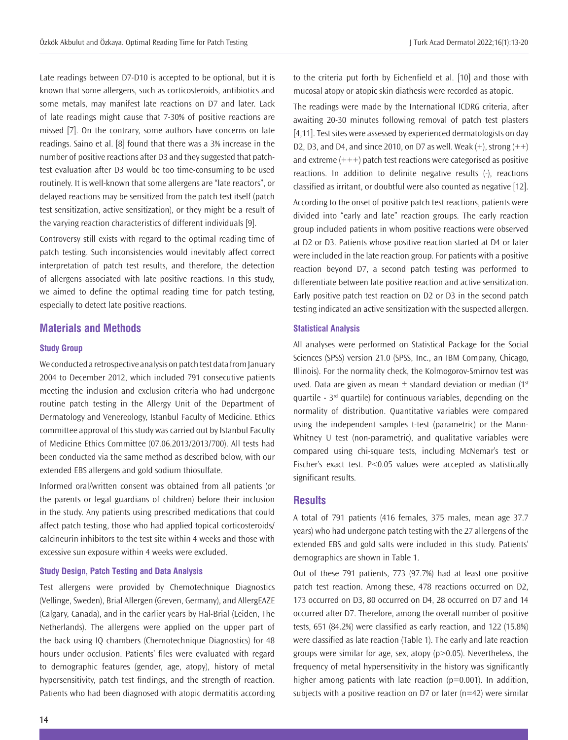Late readings between D7-D10 is accepted to be optional, but it is known that some allergens, such as corticosteroids, antibiotics and some metals, may manifest late reactions on D7 and later. Lack of late readings might cause that 7-30% of positive reactions are missed [7]. On the contrary, some authors have concerns on late readings. Saino et al. [8] found that there was a 3% increase in the number of positive reactions after D3 and they suggested that patch-test evaluation after D3 would be too time-consuming to be used routinely. It is well-known that some allergens are "late reactors", or delayed reactions may be sensitized from the patch test itself (patch test sensitization, active sensitization), or they might be a result of the varying reaction characteristics of different individuals [9].

Controversy still exists with regard to the optimal reading time of patch testing. Such inconsistencies would inevitably affect correct interpretation of patch test results, and therefore, the detection of allergens associated with late positive reactions. In this study, we aimed to define the optimal reading time for patch testing, especially to detect late positive reactions.

## Materials and Methods

### Study Group

We conducted a retrospective analysis on patch test data from January 2004 to December 2012, which included 791 consecutive patients meeting the inclusion and exclusion criteria who had undergone routine patch testing in the Allergy Unit of the Department of Dermatology and Venereology, Istanbul Faculty of Medicine. Ethics committee approval of this study was carried out by Istanbul Faculty of Medicine Ethics Committee (07.06.2013/2013/700). All tests had been conducted via the same method as described below, with our extended EBS allergens and gold sodium thiosulfate.

Informed oral/written consent was obtained from all patients (or the parents or legal guardians of children) before their inclusion in the study. Any patients using prescribed medications that could affect patch testing, those who had applied topical corticosteroids/calcineurin inhibitors to the test site within 4 weeks and those with excessive sun exposure within 4 weeks were excluded.

### Study Design, Patch Testing and Data Analysis

Test allergens were provided by Chemotechnique Diagnostics (Vellinge, Sweden), Brial Allergen (Greven, Germany), and AllergEAZE (Calgary, Canada), and in the earlier years by Hal-Brial (Leiden, The Netherlands). The allergens were applied on the upper part of the back using IQ chambers (Chemotechnique Diagnostics) for 48 hours under occlusion. Patients' files were evaluated with regard to demographic features (gender, age, atopy), history of metal hypersensitivity, patch test findings, and the strength of reaction. Patients who had been diagnosed with atopic dermatitis according to the criteria put forth by Eichenfield et al. [10] and those with mucosal atopy or atopic skin diathesis were recorded as atopic.

The readings were made by the International ICDRG criteria, after awaiting 20-30 minutes following removal of patch test plasters [4,11]. Test sites were assessed by experienced dermatologists on day D2, D3, and D4, and since 2010, on D7 as well. Weak (+), strong (++) and extreme (+++) patch test reactions were categorised as positive reactions. In addition to definite negative results (-), reactions classified as irritant, or doubtful were also counted as negative [12].

According to the onset of positive patch test reactions, patients were divided into "early and late" reaction groups. The early reaction group included patients in whom positive reactions were observed at D2 or D3. Patients whose positive reaction started at D4 or later were included in the late reaction group. For patients with a positive reaction beyond D7, a second patch testing was performed to differentiate between late positive reaction and active sensitization. Early positive patch test reaction on D2 or D3 in the second patch testing indicated an active sensitization with the suspected allergen.

### Statistical Analysis

All analyses were performed on Statistical Package for the Social Sciences (SPSS) version 21.0 (SPSS, Inc., an IBM Company, Chicago, Illinois). For the normality check, the Kolmogorov-Smirnov test was used. Data are given as mean ± standard deviation or median (1$^{st}$ quartile - 3$^{rd}$ quartile) for continuous variables, depending on the normality of distribution. Quantitative variables were compared using the independent samples t-test (parametric) or the Mann-Whitney U test (non-parametric), and qualitative variables were compared using chi-square tests, including McNemar's test or Fischer's exact test. P<0.05 values were accepted as statistically significant results.

## Results

A total of 791 patients (416 females, 375 males, mean age 37.7 years) who had undergone patch testing with the 27 allergens of the extended EBS and gold salts were included in this study. Patients' demographics are shown in Table 1.

Out of these 791 patients, 773 (97.7%) had at least one positive patch test reaction. Among these, 478 reactions occurred on D2, 173 occurred on D3, 80 occurred on D4, 28 occurred on D7 and 14 occurred after D7. Therefore, among the overall number of positive tests, 651 (84.2%) were classified as early reaction, and 122 (15.8%) were classified as late reaction (Table 1). The early and late reaction groups were similar for age, sex, atopy (p>0.05). Nevertheless, the frequency of metal hypersensitivity in the history was significantly higher among patients with late reaction (p=0.001). In addition, subjects with a positive reaction on D7 or later (n=42) were similar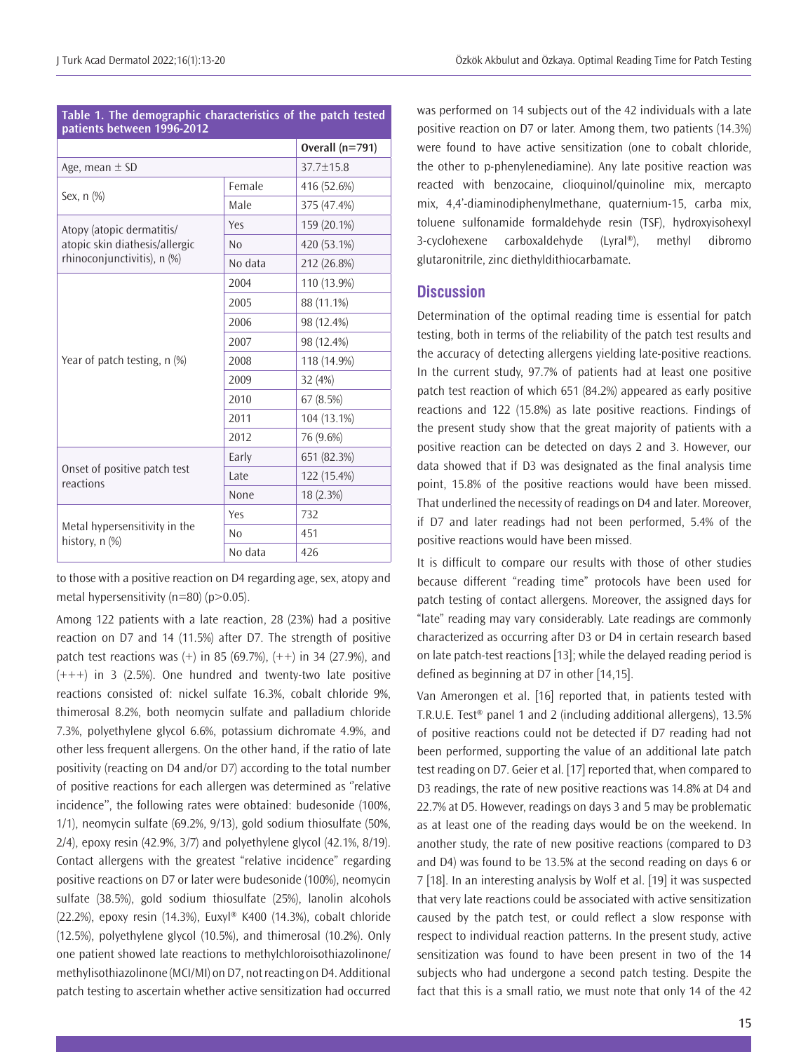**Table 1. The demographic characteristics of the patch tested patients between 1996-2012**

| | | Overall (n=791) |
|---|---|---|
| Age, mean ± SD | | 37.7±15.8 |
| Sex, n (%) | Female | 416 (52.6%) |
| | Male | 375 (47.4%) |
| Atopy (atopic dermatitis/atopic skin diathesis/allergic rhinoconjunctivitis), n (%) | Yes | 159 (20.1%) |
| | No | 420 (53.1%) |
| | No data | 212 (26.8%) |
| Year of patch testing, n (%) | 2004 | 110 (13.9%) |
| | 2005 | 88 (11.1%) |
| | 2006 | 98 (12.4%) |
| | 2007 | 98 (12.4%) |
| | 2008 | 118 (14.9%) |
| | 2009 | 32 (4%) |
| | 2010 | 67 (8.5%) |
| | 2011 | 104 (13.1%) |
| | 2012 | 76 (9.6%) |
| Onset of positive patch test reactions | Early | 651 (82.3%) |
| | Late | 122 (15.4%) |
| | None | 18 (2.3%) |
| Metal hypersensitivity in the history, n (%) | Yes | 732 |
| | No | 451 |
| | No data | 426 |

to those with a positive reaction on D4 regarding age, sex, atopy and metal hypersensitivity (n=80) (p>0.05).

Among 122 patients with a late reaction, 28 (23%) had a positive reaction on D7 and 14 (11.5%) after D7. The strength of positive patch test reactions was (+) in 85 (69.7%), (++) in 34 (27.9%), and (+++) in 3 (2.5%). One hundred and twenty-two late positive reactions consisted of: nickel sulfate 16.3%, cobalt chloride 9%, thimerosal 8.2%, both neomycin sulfate and palladium chloride 7.3%, polyethylene glycol 6.6%, potassium dichromate 4.9%, and other less frequent allergens. On the other hand, if the ratio of late positivity (reacting on D4 and/or D7) according to the total number of positive reactions for each allergen was determined as "relative incidence", the following rates were obtained: budesonide (100%, 1/1), neomycin sulfate (69.2%, 9/13), gold sodium thiosulfate (50%, 2/4), epoxy resin (42.9%, 3/7) and polyethylene glycol (42.1%, 8/19). Contact allergens with the greatest "relative incidence" regarding positive reactions on D7 or later were budesonide (100%), neomycin sulfate (38.5%), gold sodium thiosulfate (25%), lanolin alcohols (22.2%), epoxy resin (14.3%), Euxyl® K400 (14.3%), cobalt chloride (12.5%), polyethylene glycol (10.5%), and thimerosal (10.2%). Only one patient showed late reactions to methylchloroisothiazolinone/methylisothiazolinone (MCI/MI) on D7, not reacting on D4. Additional patch testing to ascertain whether active sensitization had occurred was performed on 14 subjects out of the 42 individuals with a late positive reaction on D7 or later. Among them, two patients (14.3%) were found to have active sensitization (one to cobalt chloride, the other to p-phenylenediamine). Any late positive reaction was reacted with benzocaine, clioquinol/quinoline mix, mercapto mix, 4,4'-diaminodiphenylmethane, quaternium-15, carba mix, toluene sulfonamide formaldehyde resin (TSF), hydroxyisohexyl 3-cyclohexene carboxaldehyde (Lyral®), methyl dibromo glutaronitrile, zinc diethyldithiocarbamate.

## Discussion

Determination of the optimal reading time is essential for patch testing, both in terms of the reliability of the patch test results and the accuracy of detecting allergens yielding late-positive reactions. In the current study, 97.7% of patients had at least one positive patch test reaction of which 651 (84.2%) appeared as early positive reactions and 122 (15.8%) as late positive reactions. Findings of the present study show that the great majority of patients with a positive reaction can be detected on days 2 and 3. However, our data showed that if D3 was designated as the final analysis time point, 15.8% of the positive reactions would have been missed. That underlined the necessity of readings on D4 and later. Moreover, if D7 and later readings had not been performed, 5.4% of the positive reactions would have been missed.

It is difficult to compare our results with those of other studies because different "reading time" protocols have been used for patch testing of contact allergens. Moreover, the assigned days for "late" reading may vary considerably. Late readings are commonly characterized as occurring after D3 or D4 in certain research based on late patch-test reactions [13]; while the delayed reading period is defined as beginning at D7 in other [14,15].

Van Amerongen et al. [16] reported that, in patients tested with T.R.U.E. Test® panel 1 and 2 (including additional allergens), 13.5% of positive reactions could not be detected if D7 reading had not been performed, supporting the value of an additional late patch test reading on D7. Geier et al. [17] reported that, when compared to D3 readings, the rate of new positive reactions was 14.8% at D4 and 22.7% at D5. However, readings on days 3 and 5 may be problematic as at least one of the reading days would be on the weekend. In another study, the rate of new positive reactions (compared to D3 and D4) was found to be 13.5% at the second reading on days 6 or 7 [18]. In an interesting analysis by Wolf et al. [19] it was suspected that very late reactions could be associated with active sensitization caused by the patch test, or could reflect a slow response with respect to individual reaction patterns. In the present study, active sensitization was found to have been present in two of the 14 subjects who had undergone a second patch testing. Despite the fact that this is a small ratio, we must note that only 14 of the 42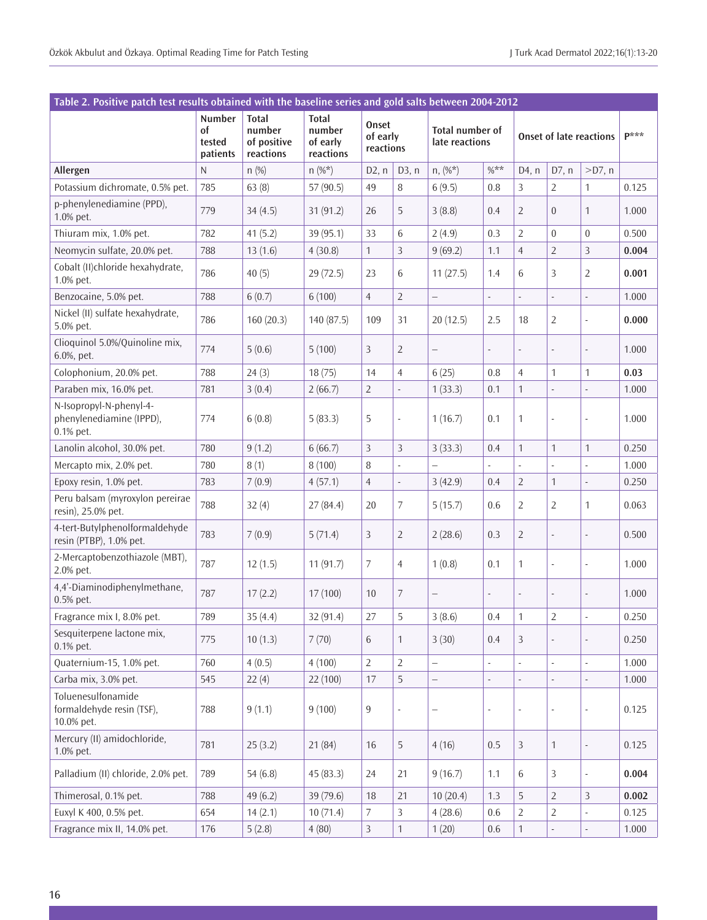**Table 2. Positive patch test results obtained with the baseline series and gold salts between 2004-2012**

| | Number of tested patients | Total number of positive reactions | Total number of early reactions | Onset of early reactions | | Total number of late reactions | | Onset of late reactions | | | P*** |
|---|---|---|---|---|---|---|---|---|---|---|---|
| Allergen | N | n (%) | n (%*) | D2, n | D3, n | n, (%*) | %** | D4, n | D7, n | >D7, n | |
| Potassium dichromate, 0.5% pet. | 785 | 63 (8) | 57 (90.5) | 49 | 8 | 6 (9.5) | 0.8 | 3 | 2 | 1 | 0.125 |
| p-phenylenediamine (PPD), 1.0% pet. | 779 | 34 (4.5) | 31 (91.2) | 26 | 5 | 3 (8.8) | 0.4 | 2 | 0 | 1 | 1.000 |
| Thiuram mix, 1.0% pet. | 782 | 41 (5.2) | 39 (95.1) | 33 | 6 | 2 (4.9) | 0.3 | 2 | 0 | 0 | 0.500 |
| Neomycin sulfate, 20.0% pet. | 788 | 13 (1.6) | 4 (30.8) | 1 | 3 | 9 (69.2) | 1.1 | 4 | 2 | 3 | **0.004** |
| Cobalt (II)chloride hexahydrate, 1.0% pet. | 786 | 40 (5) | 29 (72.5) | 23 | 6 | 11 (27.5) | 1.4 | 6 | 3 | 2 | **0.001** |
| Benzocaine, 5.0% pet. | 788 | 6 (0.7) | 6 (100) | 4 | 2 | – | - | - | - | - | 1.000 |
| Nickel (II) sulfate hexahydrate, 5.0% pet. | 786 | 160 (20.3) | 140 (87.5) | 109 | 31 | 20 (12.5) | 2.5 | 18 | 2 | - | **0.000** |
| Clioquinol 5.0%/Quinoline mix, 6.0%, pet. | 774 | 5 (0.6) | 5 (100) | 3 | 2 | – | - | - | - | - | 1.000 |
| Colophonium, 20.0% pet. | 788 | 24 (3) | 18 (75) | 14 | 4 | 6 (25) | 0.8 | 4 | 1 | 1 | **0.03** |
| Paraben mix, 16.0% pet. | 781 | 3 (0.4) | 2 (66.7) | 2 | - | 1 (33.3) | 0.1 | 1 | - | - | 1.000 |
| N-Isopropyl-N-phenyl-4-phenylenediamine (IPPD), 0.1% pet. | 774 | 6 (0.8) | 5 (83.3) | 5 | - | 1 (16.7) | 0.1 | 1 | - | - | 1.000 |
| Lanolin alcohol, 30.0% pet. | 780 | 9 (1.2) | 6 (66.7) | 3 | 3 | 3 (33.3) | 0.4 | 1 | 1 | 1 | 0.250 |
| Mercapto mix, 2.0% pet. | 780 | 8 (1) | 8 (100) | 8 | - | – | - | - | - | - | 1.000 |
| Epoxy resin, 1.0% pet. | 783 | 7 (0.9) | 4 (57.1) | 4 | - | 3 (42.9) | 0.4 | 2 | 1 | - | 0.250 |
| Peru balsam (myroxylon pereirae resin), 25.0% pet. | 788 | 32 (4) | 27 (84.4) | 20 | 7 | 5 (15.7) | 0.6 | 2 | 2 | 1 | 0.063 |
| 4-tert-Butylphenolformaldehyde resin (PTBP), 1.0% pet. | 783 | 7 (0.9) | 5 (71.4) | 3 | 2 | 2 (28.6) | 0.3 | 2 | - | - | 0.500 |
| 2-Mercaptobenzothiazole (MBT), 2.0% pet. | 787 | 12 (1.5) | 11 (91.7) | 7 | 4 | 1 (0.8) | 0.1 | 1 | - | - | 1.000 |
| 4,4'-Diaminodiphenylmethane, 0.5% pet. | 787 | 17 (2.2) | 17 (100) | 10 | 7 | – | - | - | - | - | 1.000 |
| Fragrance mix I, 8.0% pet. | 789 | 35 (4.4) | 32 (91.4) | 27 | 5 | 3 (8.6) | 0.4 | 1 | 2 | - | 0.250 |
| Sesquiterpene lactone mix, 0.1% pet. | 775 | 10 (1.3) | 7 (70) | 6 | 1 | 3 (30) | 0.4 | 3 | - | - | 0.250 |
| Quaternium-15, 1.0% pet. | 760 | 4 (0.5) | 4 (100) | 2 | 2 | – | - | - | - | - | 1.000 |
| Carba mix, 3.0% pet. | 545 | 22 (4) | 22 (100) | 17 | 5 | – | - | - | - | - | 1.000 |
| Toluenesulfonamide formaldehyde resin (TSF), 10.0% pet. | 788 | 9 (1.1) | 9 (100) | 9 | - | – | - | - | - | - | 0.125 |
| Mercury (II) amidochloride, 1.0% pet. | 781 | 25 (3.2) | 21 (84) | 16 | 5 | 4 (16) | 0.5 | 3 | 1 | - | 0.125 |
| Palladium (II) chloride, 2.0% pet. | 789 | 54 (6.8) | 45 (83.3) | 24 | 21 | 9 (16.7) | 1.1 | 6 | 3 | - | **0.004** |
| Thimerosal, 0.1% pet. | 788 | 49 (6.2) | 39 (79.6) | 18 | 21 | 10 (20.4) | 1.3 | 5 | 2 | 3 | **0.002** |
| Euxyl K 400, 0.5% pet. | 654 | 14 (2.1) | 10 (71.4) | 7 | 3 | 4 (28.6) | 0.6 | 2 | 2 | - | 0.125 |
| Fragrance mix II, 14.0% pet. | 176 | 5 (2.8) | 4 (80) | 3 | 1 | 1 (20) | 0.6 | 1 | - | - | 1.000 |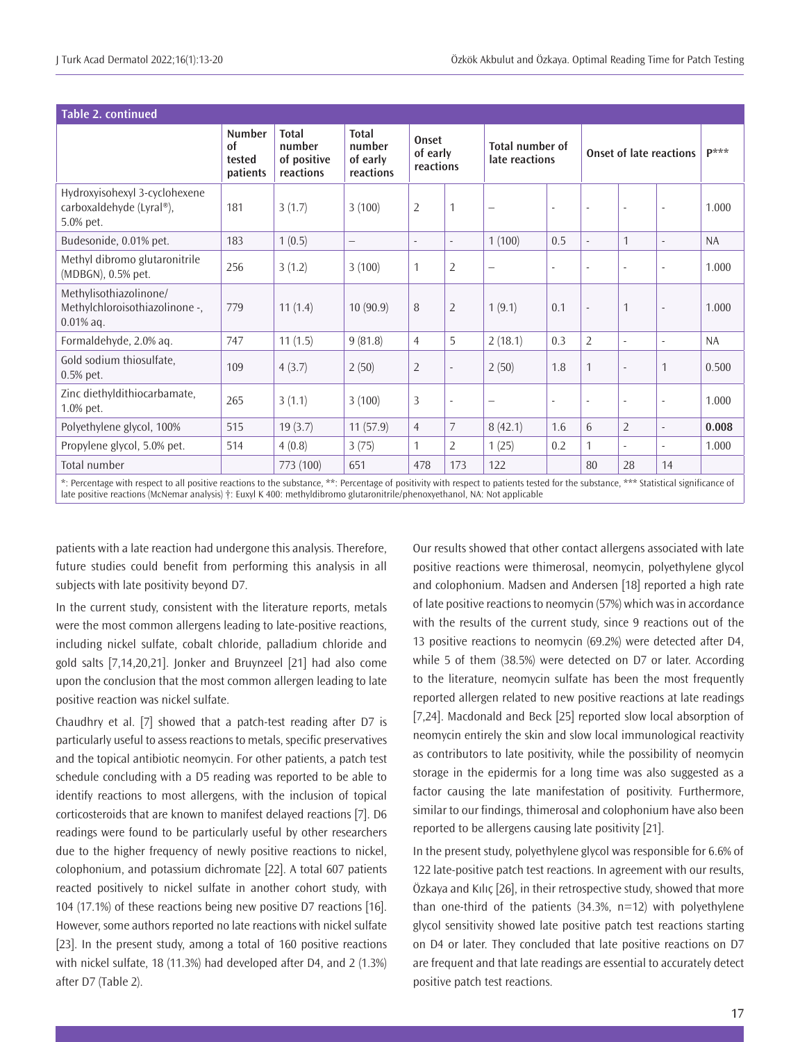**Table 2. continued**

| | Number of tested patients | Total number of positive reactions | Total number of early reactions | Onset of early reactions | | Total number of late reactions | | Onset of late reactions | | | P*** |
|---|---|---|---|---|---|---|---|---|---|---|---|
| Hydroxyisohexyl 3-cyclohexene carboxaldehyde (Lyral®), 5.0% pet. | 181 | 3 (1.7) | 3 (100) | 2 | 1 | – | - | - | - | - | 1.000 |
| Budesonide, 0.01% pet. | 183 | 1 (0.5) | – | - | - | 1 (100) | 0.5 | - | 1 | - | NA |
| Methyl dibromo glutaronitrile (MDBGN), 0.5% pet. | 256 | 3 (1.2) | 3 (100) | 1 | 2 | – | - | - | - | - | 1.000 |
| Methylisothiazolinone/ Methylchloroisothiazolinone -, 0.01% aq. | 779 | 11 (1.4) | 10 (90.9) | 8 | 2 | 1 (9.1) | 0.1 | - | 1 | - | 1.000 |
| Formaldehyde, 2.0% aq. | 747 | 11 (1.5) | 9 (81.8) | 4 | 5 | 2 (18.1) | 0.3 | 2 | - | - | NA |
| Gold sodium thiosulfate, 0.5% pet. | 109 | 4 (3.7) | 2 (50) | 2 | - | 2 (50) | 1.8 | 1 | - | 1 | 0.500 |
| Zinc diethyldithiocarbamate, 1.0% pet. | 265 | 3 (1.1) | 3 (100) | 3 | - | – | - | - | - | - | 1.000 |
| Polyethylene glycol, 100% | 515 | 19 (3.7) | 11 (57.9) | 4 | 7 | 8 (42.1) | 1.6 | 6 | 2 | - | **0.008** |
| Propylene glycol, 5.0% pet. | 514 | 4 (0.8) | 3 (75) | 1 | 2 | 1 (25) | 0.2 | 1 | - | - | 1.000 |
| Total number | | 773 (100) | 651 | 478 | 173 | 122 | | 80 | 28 | 14 | |

*: Percentage with respect to all positive reactions to the substance, **: Percentage of positivity with respect to patients tested for the substance, *** Statistical significance of late positive reactions (McNemar analysis) †: Euxyl K 400: methyldibromo glutaronitrile/phenoxyethanol, NA: Not applicable

patients with a late reaction had undergone this analysis. Therefore, future studies could benefit from performing this analysis in all subjects with late positivity beyond D7.

In the current study, consistent with the literature reports, metals were the most common allergens leading to late-positive reactions, including nickel sulfate, cobalt chloride, palladium chloride and gold salts [7,14,20,21]. Jonker and Bruynzeel [21] had also come upon the conclusion that the most common allergen leading to late positive reaction was nickel sulfate.

Chaudhry et al. [7] showed that a patch-test reading after D7 is particularly useful to assess reactions to metals, specific preservatives and the topical antibiotic neomycin. For other patients, a patch test schedule concluding with a D5 reading was reported to be able to identify reactions to most allergens, with the inclusion of topical corticosteroids that are known to manifest delayed reactions [7]. D6 readings were found to be particularly useful by other researchers due to the higher frequency of newly positive reactions to nickel, colophonium, and potassium dichromate [22]. A total 607 patients reacted positively to nickel sulfate in another cohort study, with 104 (17.1%) of these reactions being new positive D7 reactions [16]. However, some authors reported no late reactions with nickel sulfate [23]. In the present study, among a total of 160 positive reactions with nickel sulfate, 18 (11.3%) had developed after D4, and 2 (1.3%) after D7 (Table 2).

Our results showed that other contact allergens associated with late positive reactions were thimerosal, neomycin, polyethylene glycol and colophonium. Madsen and Andersen [18] reported a high rate of late positive reactions to neomycin (57%) which was in accordance with the results of the current study, since 9 reactions out of the 13 positive reactions to neomycin (69.2%) were detected after D4, while 5 of them (38.5%) were detected on D7 or later. According to the literature, neomycin sulfate has been the most frequently reported allergen related to new positive reactions at late readings [7,24]. Macdonald and Beck [25] reported slow local absorption of neomycin entirely the skin and slow local immunological reactivity as contributors to late positivity, while the possibility of neomycin storage in the epidermis for a long time was also suggested as a factor causing the late manifestation of positivity. Furthermore, similar to our findings, thimerosal and colophonium have also been reported to be allergens causing late positivity [21].

In the present study, polyethylene glycol was responsible for 6.6% of 122 late-positive patch test reactions. In agreement with our results, Özkaya and Kılıç [26], in their retrospective study, showed that more than one-third of the patients (34.3%, n=12) with polyethylene glycol sensitivity showed late positive patch test reactions starting on D4 or later. They concluded that late positive reactions on D7 are frequent and that late readings are essential to accurately detect positive patch test reactions.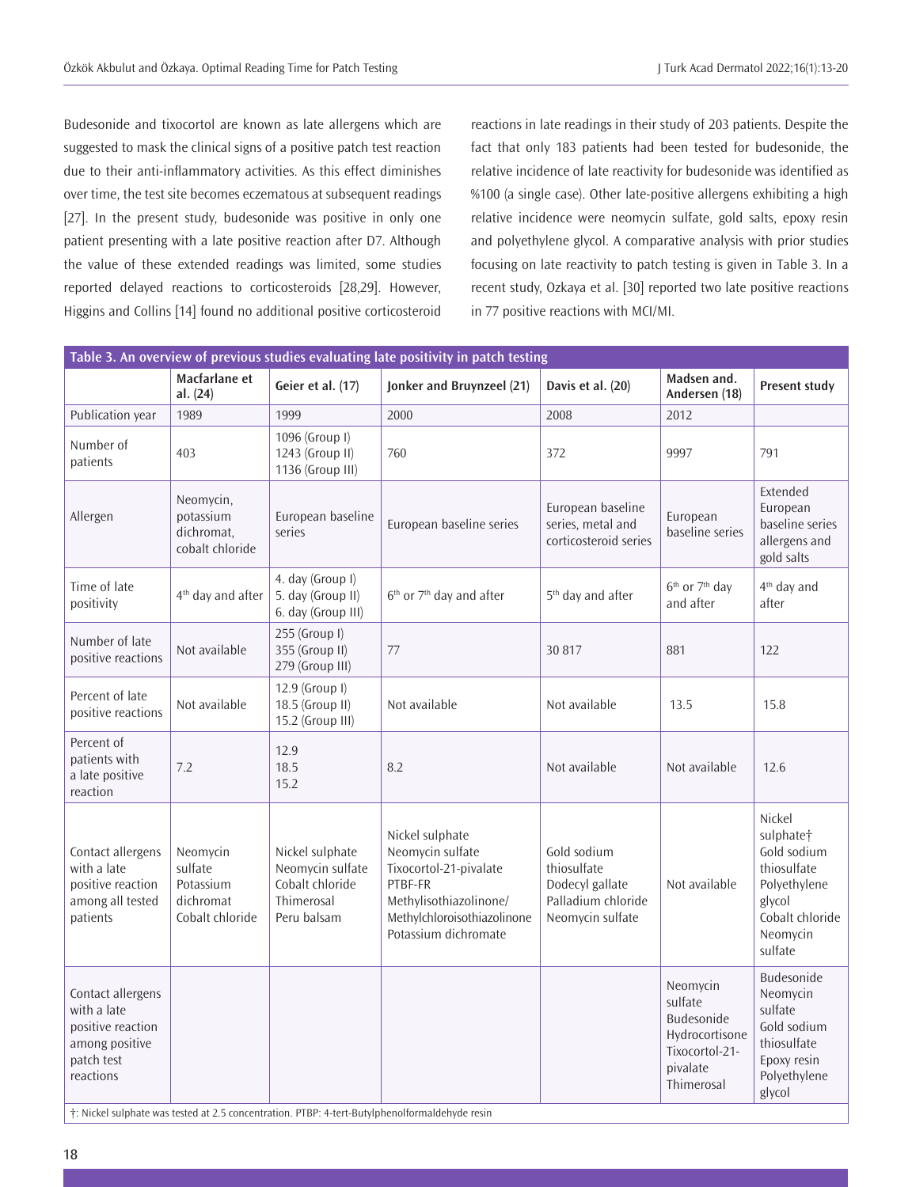Budesonide and tixocortol are known as late allergens which are suggested to mask the clinical signs of a positive patch test reaction due to their anti-inflammatory activities. As this effect diminishes over time, the test site becomes eczematous at subsequent readings [27]. In the present study, budesonide was positive in only one patient presenting with a late positive reaction after D7. Although the value of these extended readings was limited, some studies reported delayed reactions to corticosteroids [28,29]. However, Higgins and Collins [14] found no additional positive corticosteroid reactions in late readings in their study of 203 patients. Despite the fact that only 183 patients had been tested for budesonide, the relative incidence of late reactivity for budesonide was identified as %100 (a single case). Other late-positive allergens exhibiting a high relative incidence were neomycin sulfate, gold salts, epoxy resin and polyethylene glycol. A comparative analysis with prior studies focusing on late reactivity to patch testing is given in Table 3. In a recent study, Ozkaya et al. [30] reported two late positive reactions in 77 positive reactions with MCI/MI.

**Table 3. An overview of previous studies evaluating late positivity in patch testing**

| | Macfarlane et al. (24) | Geier et al. (17) | Jonker and Bruynzeel (21) | Davis et al. (20) | Madsen and. Andersen (18) | Present study |
|---|---|---|---|---|---|---|
| Publication year | 1989 | 1999 | 2000 | 2008 | 2012 | |
| Number of patients | 403 | 1096 (Group I)<br>1243 (Group II)<br>1136 (Group III) | 760 | 372 | 9997 | 791 |
| Allergen | Neomycin, potassium dichromat, cobalt chloride | European baseline series | European baseline series | European baseline series, metal and corticosteroid series | European baseline series | Extended European baseline series allergens and gold salts |
| Time of late positivity | 4th day and after | 4. day (Group I)<br>5. day (Group II)<br>6. day (Group III) | 6th or 7th day and after | 5th day and after | 6th or 7th day and after | 4th day and after |
| Number of late positive reactions | Not available | 255 (Group I)<br>355 (Group II)<br>279 (Group III) | 77 | 30 817 | 881 | 122 |
| Percent of late positive reactions | Not available | 12.9 (Group I)<br>18.5 (Group II)<br>15.2 (Group III) | Not available | Not available | 13.5 | 15.8 |
| Percent of patients with a late positive reaction | 7.2 | 12.9<br>18.5<br>15.2 | 8.2 | Not available | Not available | 12.6 |
| Contact allergens with a late positive reaction among all tested patients | Neomycin sulfate<br>Potassium dichromat<br>Cobalt chloride | Nickel sulphate<br>Neomycin sulfate<br>Cobalt chloride<br>Thimerosal<br>Peru balsam | Nickel sulphate<br>Neomycin sulfate<br>Tixocortol-21-pivalate<br>PTBF-FR<br>Methylisothiazolinone/ Methylchloroisothiazolinone<br>Potassium dichromate | Gold sodium thiosulfate<br>Dodecyl gallate<br>Palladium chloride<br>Neomycin sulfate | Not available | Nickel sulphate†<br>Gold sodium thiosulfate<br>Polyethylene glycol<br>Cobalt chloride<br>Neomycin sulfate |
| Contact allergens with a late positive reaction among positive patch test reactions | | | | | Neomycin sulfate<br>Budesonide<br>Hydrocortisone<br>Tixocortol-21-pivalate<br>Thimerosal | Budesonide<br>Neomycin sulfate<br>Gold sodium thiosulfate<br>Epoxy resin<br>Polyethylene glycol |

†: Nickel sulphate was tested at 2.5 concentration. PTBP: 4-tert-Butylphenolformaldehyde resin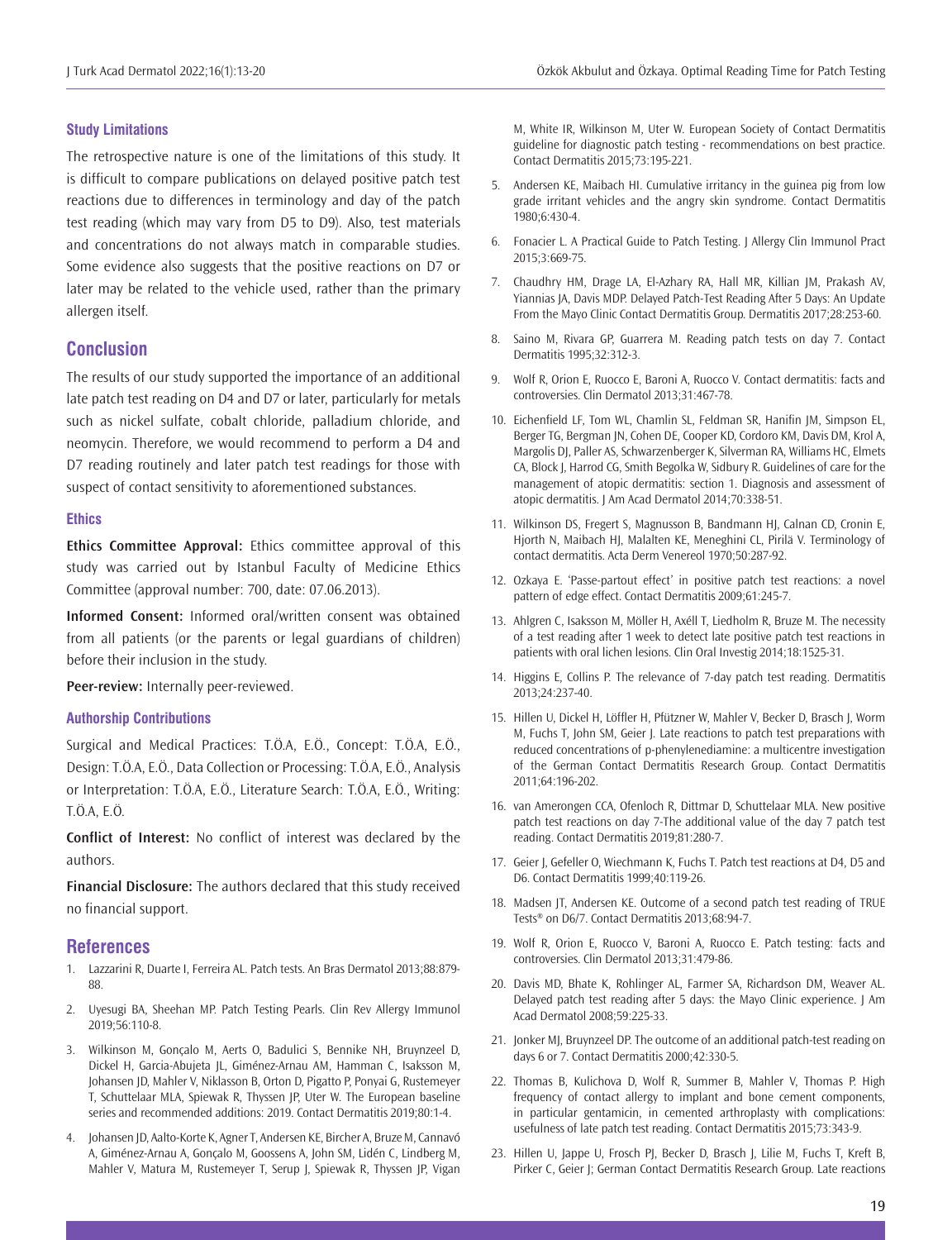### Study Limitations

The retrospective nature is one of the limitations of this study. It is difficult to compare publications on delayed positive patch test reactions due to differences in terminology and day of the patch test reading (which may vary from D5 to D9). Also, test materials and concentrations do not always match in comparable studies. Some evidence also suggests that the positive reactions on D7 or later may be related to the vehicle used, rather than the primary allergen itself.

## Conclusion

The results of our study supported the importance of an additional late patch test reading on D4 and D7 or later, particularly for metals such as nickel sulfate, cobalt chloride, palladium chloride, and neomycin. Therefore, we would recommend to perform a D4 and D7 reading routinely and later patch test readings for those with suspect of contact sensitivity to aforementioned substances.

### Ethics

**Ethics Committee Approval:** Ethics committee approval of this study was carried out by Istanbul Faculty of Medicine Ethics Committee (approval number: 700, date: 07.06.2013).

**Informed Consent:** Informed oral/written consent was obtained from all patients (or the parents or legal guardians of children) before their inclusion in the study.

**Peer-review:** Internally peer-reviewed.

### Authorship Contributions

Surgical and Medical Practices: T.Ö.A, E.Ö., Concept: T.Ö.A, E.Ö., Design: T.Ö.A, E.Ö., Data Collection or Processing: T.Ö.A, E.Ö., Analysis or Interpretation: T.Ö.A, E.Ö., Literature Search: T.Ö.A, E.Ö., Writing: T.Ö.A, E.Ö.

**Conflict of Interest:** No conflict of interest was declared by the authors.

**Financial Disclosure:** The authors declared that this study received no financial support.

## References

1. Lazzarini R, Duarte I, Ferreira AL. Patch tests. An Bras Dermatol 2013;88:879-88.
2. Uyesugi BA, Sheehan MP. Patch Testing Pearls. Clin Rev Allergy Immunol 2019;56:110-8.
3. Wilkinson M, Gonçalo M, Aerts O, Badulici S, Bennike NH, Bruynzeel D, Dickel H, Garcia-Abujeta JL, Giménez-Arnau AM, Hamman C, Isaksson M, Johansen JD, Mahler V, Niklasson B, Orton D, Pigatto P, Ponyai G, Rustemeyer T, Schuttelaar MLA, Spiewak R, Thyssen JP, Uter W. The European baseline series and recommended additions: 2019. Contact Dermatitis 2019;80:1-4.
4. Johansen JD, Aalto-Korte K, Agner T, Andersen KE, Bircher A, Bruze M, Cannavó A, Giménez-Arnau A, Gonçalo M, Goossens A, John SM, Lidén C, Lindberg M, Mahler V, Matura M, Rustemeyer T, Serup J, Spiewak R, Thyssen JP, Vigan M, White IR, Wilkinson M, Uter W. European Society of Contact Dermatitis guideline for diagnostic patch testing - recommendations on best practice. Contact Dermatitis 2015;73:195-221.
5. Andersen KE, Maibach HI. Cumulative irritancy in the guinea pig from low grade irritant vehicles and the angry skin syndrome. Contact Dermatitis 1980;6:430-4.
6. Fonacier L. A Practical Guide to Patch Testing. J Allergy Clin Immunol Pract 2015;3:669-75.
7. Chaudhry HM, Drage LA, El-Azhary RA, Hall MR, Killian JM, Prakash AV, Yiannias JA, Davis MDP. Delayed Patch-Test Reading After 5 Days: An Update From the Mayo Clinic Contact Dermatitis Group. Dermatitis 2017;28:253-60.
8. Saino M, Rivara GP, Guarrera M. Reading patch tests on day 7. Contact Dermatitis 1995;32:312-3.
9. Wolf R, Orion E, Ruocco E, Baroni A, Ruocco V. Contact dermatitis: facts and controversies. Clin Dermatol 2013;31:467-78.
10. Eichenfield LF, Tom WL, Chamlin SL, Feldman SR, Hanifin JM, Simpson EL, Berger TG, Bergman JN, Cohen DE, Cooper KD, Cordoro KM, Davis DM, Krol A, Margolis DJ, Paller AS, Schwarzenberger K, Silverman RA, Williams HC, Elmets CA, Block J, Harrod CG, Smith Begolka W, Sidbury R. Guidelines of care for the management of atopic dermatitis: section 1. Diagnosis and assessment of atopic dermatitis. J Am Acad Dermatol 2014;70:338-51.
11. Wilkinson DS, Fregert S, Magnusson B, Bandmann HJ, Calnan CD, Cronin E, Hjorth N, Maibach HJ, Malalten KE, Meneghini CL, Pirilä V. Terminology of contact dermatitis. Acta Derm Venereol 1970;50:287-92.
12. Ozkaya E. 'Passe-partout effect' in positive patch test reactions: a novel pattern of edge effect. Contact Dermatitis 2009;61:245-7.
13. Ahlgren C, Isaksson M, Möller H, Axéll T, Liedholm R, Bruze M. The necessity of a test reading after 1 week to detect late positive patch test reactions in patients with oral lichen lesions. Clin Oral Investig 2014;18:1525-31.
14. Higgins E, Collins P. The relevance of 7-day patch test reading. Dermatitis 2013;24:237-40.
15. Hillen U, Dickel H, Löffler H, Pfützner W, Mahler V, Becker D, Brasch J, Worm M, Fuchs T, John SM, Geier J. Late reactions to patch test preparations with reduced concentrations of p-phenylenediamine: a multicentre investigation of the German Contact Dermatitis Research Group. Contact Dermatitis 2011;64:196-202.
16. van Amerongen CCA, Ofenloch R, Dittmar D, Schuttelaar MLA. New positive patch test reactions on day 7-The additional value of the day 7 patch test reading. Contact Dermatitis 2019;81:280-7.
17. Geier J, Gefeller O, Wiechmann K, Fuchs T. Patch test reactions at D4, D5 and D6. Contact Dermatitis 1999;40:119-26.
18. Madsen JT, Andersen KE. Outcome of a second patch test reading of TRUE Tests® on D6/7. Contact Dermatitis 2013;68:94-7.
19. Wolf R, Orion E, Ruocco V, Baroni A, Ruocco E. Patch testing: facts and controversies. Clin Dermatol 2013;31:479-86.
20. Davis MD, Bhate K, Rohlinger AL, Farmer SA, Richardson DM, Weaver AL. Delayed patch test reading after 5 days: the Mayo Clinic experience. J Am Acad Dermatol 2008;59:225-33.
21. Jonker MJ, Bruynzeel DP. The outcome of an additional patch-test reading on days 6 or 7. Contact Dermatitis 2000;42:330-5.
22. Thomas B, Kulichova D, Wolf R, Summer B, Mahler V, Thomas P. High frequency of contact allergy to implant and bone cement components, in particular gentamicin, in cemented arthroplasty with complications: usefulness of late patch test reading. Contact Dermatitis 2015;73:343-9.
23. Hillen U, Jappe U, Frosch PJ, Becker D, Brasch J, Lilie M, Fuchs T, Kreft B, Pirker C, Geier J; German Contact Dermatitis Research Group. Late reactions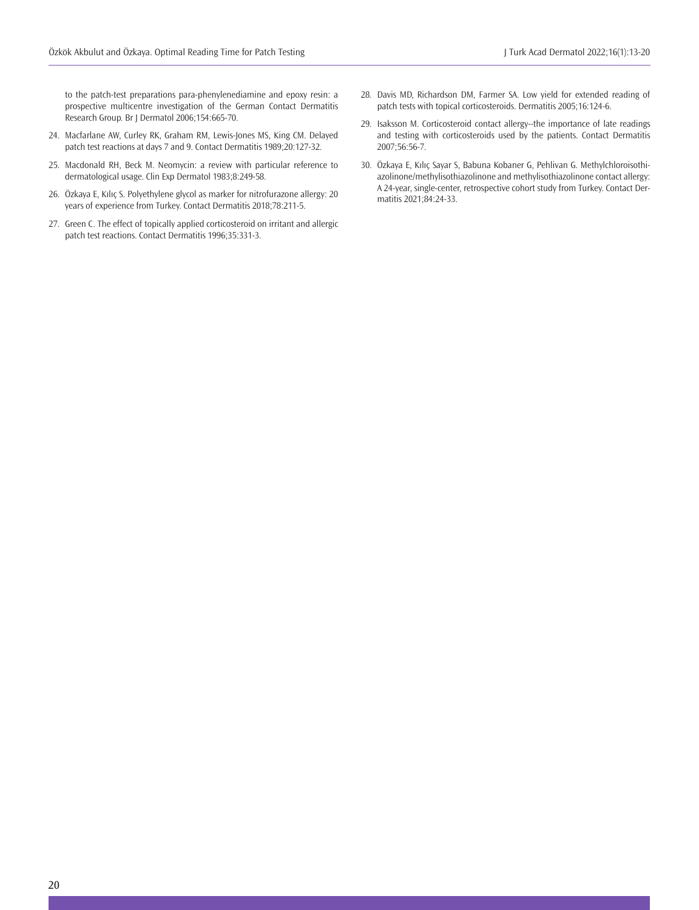to the patch-test preparations para-phenylenediamine and epoxy resin: a prospective multicentre investigation of the German Contact Dermatitis Research Group. Br J Dermatol 2006;154:665-70.

24. Macfarlane AW, Curley RK, Graham RM, Lewis-Jones MS, King CM. Delayed patch test reactions at days 7 and 9. Contact Dermatitis 1989;20:127-32.
25. Macdonald RH, Beck M. Neomycin: a review with particular reference to dermatological usage. Clin Exp Dermatol 1983;8:249-58.
26. Özkaya E, Kılıç S. Polyethylene glycol as marker for nitrofurazone allergy: 20 years of experience from Turkey. Contact Dermatitis 2018;78:211-5.
27. Green C. The effect of topically applied corticosteroid on irritant and allergic patch test reactions. Contact Dermatitis 1996;35:331-3.
28. Davis MD, Richardson DM, Farmer SA. Low yield for extended reading of patch tests with topical corticosteroids. Dermatitis 2005;16:124-6.
29. Isaksson M. Corticosteroid contact allergy--the importance of late readings and testing with corticosteroids used by the patients. Contact Dermatitis 2007;56:56-7.
30. Özkaya E, Kılıç Sayar S, Babuna Kobaner G, Pehlivan G. Methylchloroisothiazolinone/methylisothiazolinone and methylisothiazolinone contact allergy: A 24-year, single-center, retrospective cohort study from Turkey. Contact Dermatitis 2021;84:24-33.